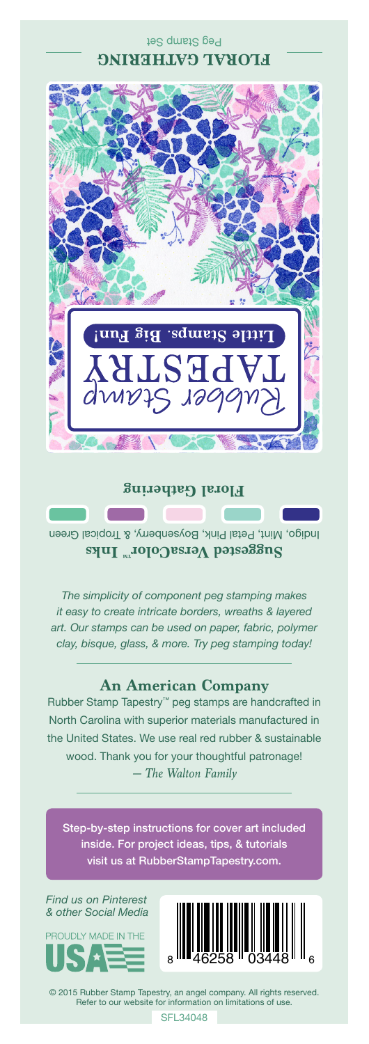# FLORAL GATHERING

Peg Stamp Set

Rubber Stamp TAPESTRY

**Little Stamps. Big Fun!**

**Floral Gathering**

**Suggested VersaColor™ Inks**

Indigo, Mint, Petal Pink, Boysenberry, & Tropical Green

*The simplicity of component peg stamping makes it easy to create intricate borders, wreaths & layered art. Our stamps can be used on paper, fabric, polymer clay, bisque, glass, & more. Try peg stamping today!*

## An American Company

Rubber Stamp Tapestry™ peg stamps are handcrafted in North Carolina with superior materials manufactured in the United States. We use real red rubber & sustainable wood. Thank you for your thoughtful patronage!

*— The Walton Family*

Step-by-step instructions for cover art included inside. For project ideas, tips, & tutorials visit us at RubberStampTapestry.com.

*Find us on Pinterest & other Social Media*

PROUDLY MADE IN THE USA

8 46258 03448 6

© 2015 Rubber Stamp Tapestry, an angel company. All rights reserved. Refer to our website for information on limitations of use.

SFL34048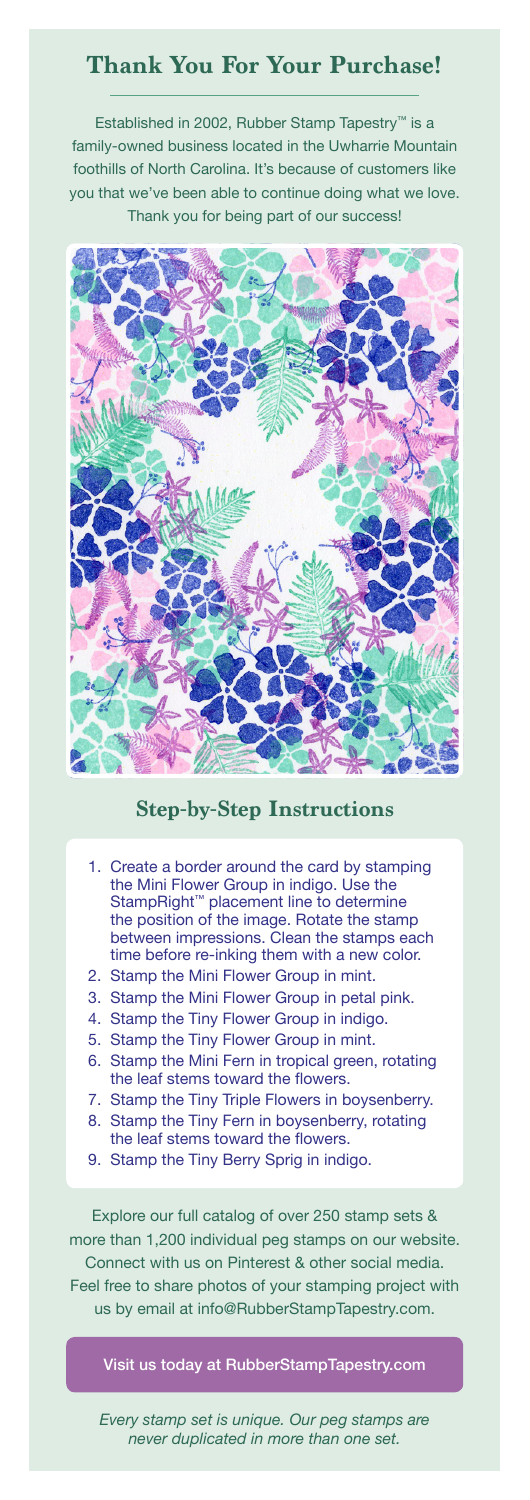## Thank You For Your Purchase!

Established in 2002, Rubber Stamp Tapestry™ is a family-owned business located in the Uwharrie Mountain foothills of North Carolina. It's because of customers like you that we've been able to continue doing what we love. Thank you for being part of our success!

## Step-by-Step Instructions

1. Create a border around the card by stamping the Mini Flower Group in indigo. Use the StampRight™ placement line to determine the position of the image. Rotate the stamp between impressions. Clean the stamps each time before re-inking them with a new color.
2. Stamp the Mini Flower Group in mint.
3. Stamp the Mini Flower Group in petal pink.
4. Stamp the Tiny Flower Group in indigo.
5. Stamp the Tiny Flower Group in mint.
6. Stamp the Mini Fern in tropical green, rotating the leaf stems toward the flowers.
7. Stamp the Tiny Triple Flowers in boysenberry.
8. Stamp the Tiny Fern in boysenberry, rotating the leaf stems toward the flowers.
9. Stamp the Tiny Berry Sprig in indigo.

Explore our full catalog of over 250 stamp sets & more than 1,200 individual peg stamps on our website. Connect with us on Pinterest & other social media. Feel free to share photos of your stamping project with us by email at info@RubberStampTapestry.com.

**Visit us today at RubberStampTapestry.com**

*Every stamp set is unique. Our peg stamps are never duplicated in more than one set.*